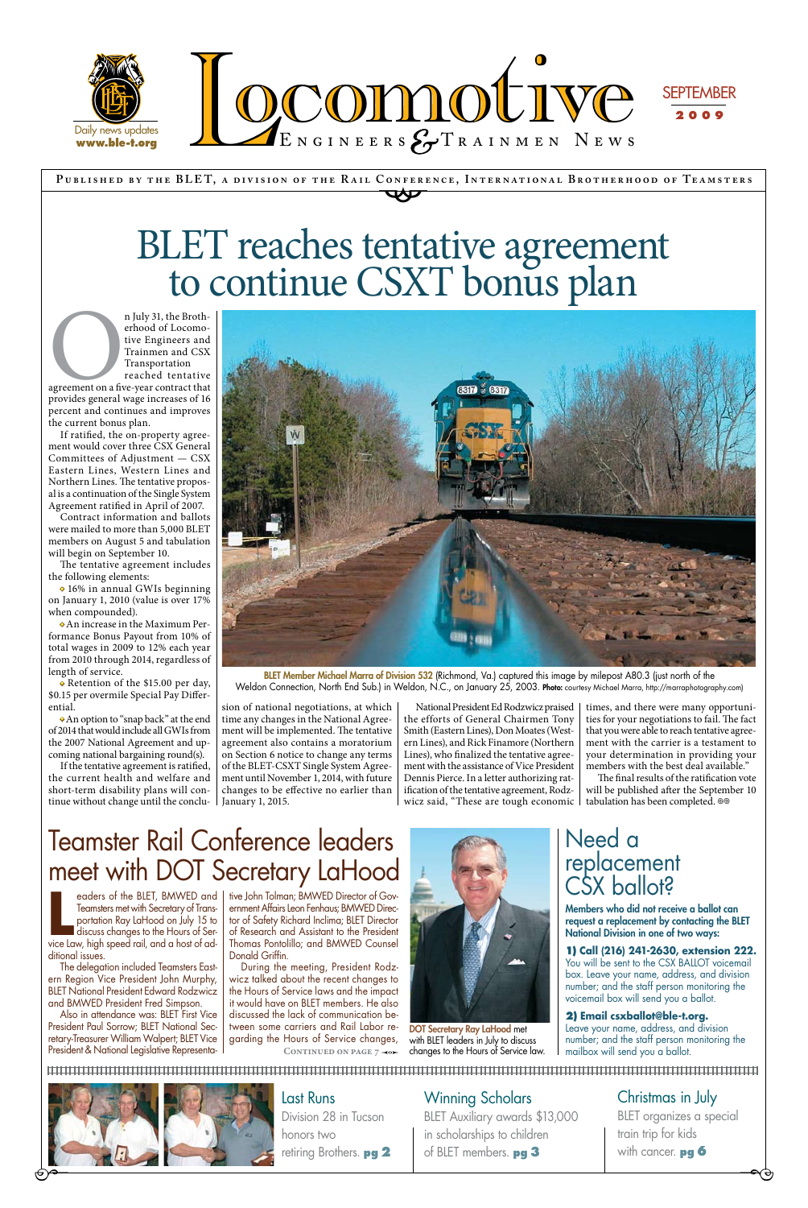# Locomotive Engineers & Trainmen News

SEPTEMBER 2009

Daily news updates **www.ble-t.org**

PUBLISHED BY THE BLET, A DIVISION OF THE RAIL CONFERENCE, INTERNATIONAL BROTHERHOOD OF TEAMSTERS

# BLET reaches tentative agreement to continue CSXT bonus plan

On July 31, the Brotherhood of Locomotive Engineers and Trainmen and CSX Transportation reached tentative agreement on a five-year contract that provides general wage increases of 16 percent and continues and improves the current bonus plan.

If ratified, the on-property agreement would cover three CSX General Committees of Adjustment — CSX Eastern Lines, Western Lines and Northern Lines. The tentative proposal is a continuation of the Single System Agreement ratified in April of 2007.

Contract information and ballots were mailed to more than 5,000 BLET members on August 5 and tabulation will begin on September 10.

The tentative agreement includes the following elements:

- 16% in annual GWIs beginning on January 1, 2010 (value is over 17% when compounded).
- An increase in the Maximum Performance Bonus Payout from 10% of total wages in 2009 to 12% each year from 2010 through 2014, regardless of length of service.
- Retention of the $15.00 per day, $0.15 per overmile Special Pay Differential.
- An option to "snap back" at the end of 2014 that would include all GWIs from the 2007 National Agreement and upcoming national bargaining round(s).

If the tentative agreement is ratified, the current health and welfare and short-term disability plans will continue without change until the conclusion of national negotiations, at which time any changes in the National Agreement will be implemented. The tentative agreement also contains a moratorium on Section 6 notice to change any terms of the BLET-CSXT Single System Agreement until November 1, 2014, with future changes to be effective no earlier than January 1, 2015.

National President Ed Rodzwicz praised the efforts of General Chairmen Tony Smith (Eastern Lines), Don Moates (Western Lines), and Rick Finamore (Northern Lines), who finalized the tentative agreement with the assistance of Vice President Dennis Pierce. In a letter authorizing ratification of the tentative agreement, Rodzwicz said, "These are tough economic times, and there were many opportunities for your negotiations to fail. The fact that you were able to reach tentative agreement with the carrier is a testament to your determination in providing your members with the best deal available."

The final results of the ratification vote will be published after the September 10 tabulation has been completed.

**BLET Member Michael Marra of Division 532** (Richmond, Va.) captured this image by milepost A80.3 (just north of the Weldon Connection, North End Sub.) in Weldon, N.C., on January 25, 2003. **Photo:** courtesy Michael Marra, http://marraphotography.com)

# Teamster Rail Conference leaders meet with DOT Secretary LaHood

Leaders of the BLET, BMWED and Teamsters met with Secretary of Transportation Ray LaHood on July 15 to discuss changes to the Hours of Service Law, high speed rail, and a host of additional issues.

The delegation included Teamsters Eastern Region Vice President John Murphy, BLET National President Edward Rodzwicz and BMWED President Fred Simpson.

Also in attendance was: BLET First Vice President Paul Sorrow; BLET National Secretary-Treasurer William Walpert; BLET Vice President & National Legislative Representative John Tolman; BMWED Director of Government Affairs Leon Fenhaus; BMWED Director of Safety Richard Inclima; BLET Director of Research and Assistant to the President Thomas Pontolillo; and BMWED Counsel Donald Griffin.

During the meeting, President Rodzwicz talked about the recent changes to the Hours of Service laws and the impact it would have on BLET members. He also discussed the lack of communication between some carriers and Rail Labor regarding the Hours of Service changes,

CONTINUED ON PAGE 7

**DOT Secretary Ray LaHood** met with BLET leaders in July to discuss changes to the Hours of Service law.

## Need a replacement CSX ballot?

**Members who did not receive a ballot can request a replacement by contacting the BLET National Division in one of two ways:**

**1) Call (216) 241-2630, extension 222.** You will be sent to the CSX BALLOT voicemail box. Leave your name, address, and division number; and the staff person monitoring the voicemail box will send you a ballot.

**2) Email csxballot@ble-t.org.** Leave your name, address, and division number; and the staff person monitoring the mailbox will send you a ballot.

## Last Runs

Division 28 in Tucson honors two retiring Brothers. **pg 2**

## Winning Scholars

BLET Auxiliary awards $13,000 in scholarships to children of BLET members. **pg 3**

## Christmas in July

BLET organizes a special train trip for kids with cancer. **pg 6**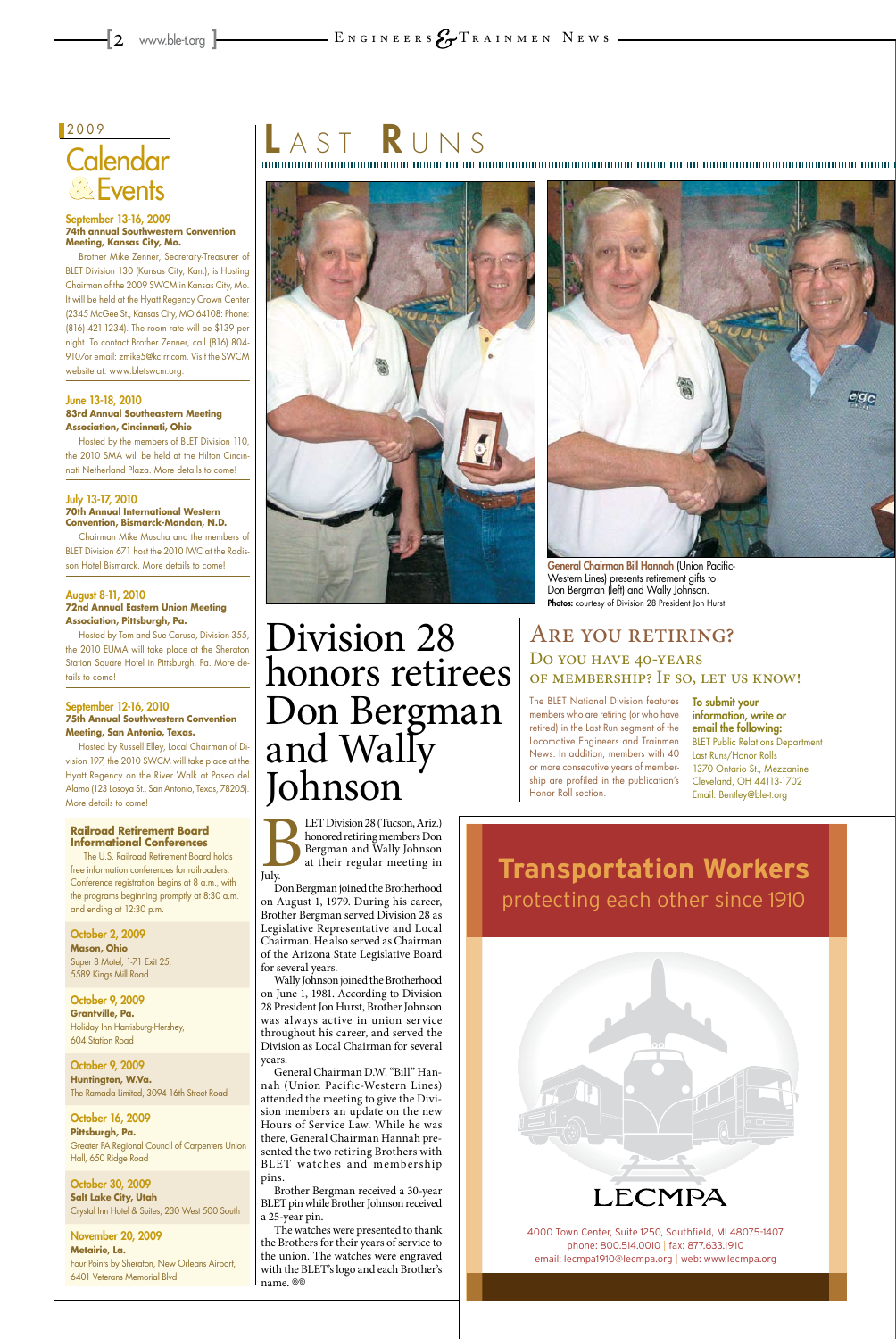## 2009 Calendar & Events

**September 13-16, 2009**
**74th annual Southwestern Convention Meeting, Kansas City, Mo.**

Brother Mike Zenner, Secretary-Treasurer of BLET Division 130 (Kansas City, Kan.), is Hosting Chairman of the 2009 SWCM in Kansas City, Mo. It will be held at the Hyatt Regency Crown Center (2345 McGee St., Kansas City, MO 64108: Phone: (816) 421-1234). The room rate will be $139 per night. To contact Brother Zenner, call (816) 804-9107or email: zmike5@kc.rr.com. Visit the SWCM website at: www.bletswcm.org.

**June 13-18, 2010**
**83rd Annual Southeastern Meeting Association, Cincinnati, Ohio**

Hosted by the members of BLET Division 110, the 2010 SMA will be held at the Hilton Cincinnati Netherland Plaza. More details to come!

**July 13-17, 2010**
**70th Annual International Western Convention, Bismarck-Mandan, N.D.**

Chairman Mike Muscha and the members of BLET Division 671 host the 2010 IWC at the Radisson Hotel Bismarck. More details to come!

**August 8-11, 2010**
**72nd Annual Eastern Union Meeting Association, Pittsburgh, Pa.**

Hosted by Tom and Sue Caruso, Division 355, the 2010 EUMA will take place at the Sheraton Station Square Hotel in Pittsburgh, Pa. More details to come!

**September 12-16, 2010**
**75th Annual Southwestern Convention Meeting, San Antonio, Texas.**

Hosted by Russell Elley, Local Chairman of Division 197, the 2010 SWCM will take place at the Hyatt Regency on the River Walk at Paseo del Alamo (123 Losoya St., San Antonio, Texas, 78205). More details to come!

### Railroad Retirement Board Informational Conferences

The U.S. Railroad Retirement Board holds free information conferences for railroaders. Conference registration begins at 8 a.m., with the programs beginning promptly at 8:30 a.m. and ending at 12:30 p.m.

**October 2, 2009**
**Mason, Ohio**
Super 8 Motel, I-71 Exit 25, 5589 Kings Mill Road

**October 9, 2009**
**Grantville, Pa.**
Holiday Inn Harrisburg-Hershey, 604 Station Road

**October 9, 2009**
**Huntington, W.Va.**
The Ramada Limited, 3094 16th Street Road

**October 16, 2009**
**Pittsburgh, Pa.**
Greater PA Regional Council of Carpenters Union Hall, 650 Ridge Road

**October 30, 2009**
**Salt Lake City, Utah**
Crystal Inn Hotel & Suites, 230 West 500 South

**November 20, 2009**
**Metairie, La.**
Four Points by Sheraton, New Orleans Airport, 6401 Veterans Memorial Blvd.

# LAST RUNS

**General Chairman Bill Hannah** (Union Pacific-Western Lines) presents retirement gifts to Don Bergman (left) and Wally Johnson. **Photos:** courtesy of Division 28 President Jon Hurst

## Division 28 honors retirees Don Bergman and Wally Johnson

BLET Division 28 (Tucson, Ariz.) honored retiring members Don Bergman and Wally Johnson at their regular meeting in July.

Don Bergman joined the Brotherhood on August 1, 1979. During his career, Brother Bergman served Division 28 as Legislative Representative and Local Chairman. He also served as Chairman of the Arizona State Legislative Board for several years.

Wally Johnson joined the Brotherhood on June 1, 1981. According to Division 28 President Jon Hurst, Brother Johnson was always active in union service throughout his career, and served the Division as Local Chairman for several years.

General Chairman D.W. "Bill" Hannah (Union Pacific-Western Lines) attended the meeting to give the Division members an update on the new Hours of Service Law. While he was there, General Chairman Hannah presented the two retiring Brothers with BLET watches and membership pins.

Brother Bergman received a 30-year BLET pin while Brother Johnson received a 25-year pin.

The watches were presented to thank the Brothers for their years of service to the union. The watches were engraved with the BLET's logo and each Brother's name.

## Are you retiring?
### Do you have 40-years of membership? If so, let us know!

The BLET National Division features members who are retiring (or who have retired) in the Last Run segment of the Locomotive Engineers and Trainmen News. In addition, members with 40 or more consecutive years of membership are profiled in the publication's Honor Roll section.

**To submit your information, write or email the following:**
BLET Public Relations Department
Last Runs/Honor Rolls
1370 Ontario St., Mezzanine
Cleveland, OH 44113-1702
Email: Bentley@ble-t.org

**Transportation Workers**
protecting each other since 1910

LECMPA

4000 Town Center, Suite 1250, Southfield, MI 48075-1407
phone: 800.514.0010 | fax: 877.633.1910
email: lecmpa1910@lecmpa.org | web: www.lecmpa.org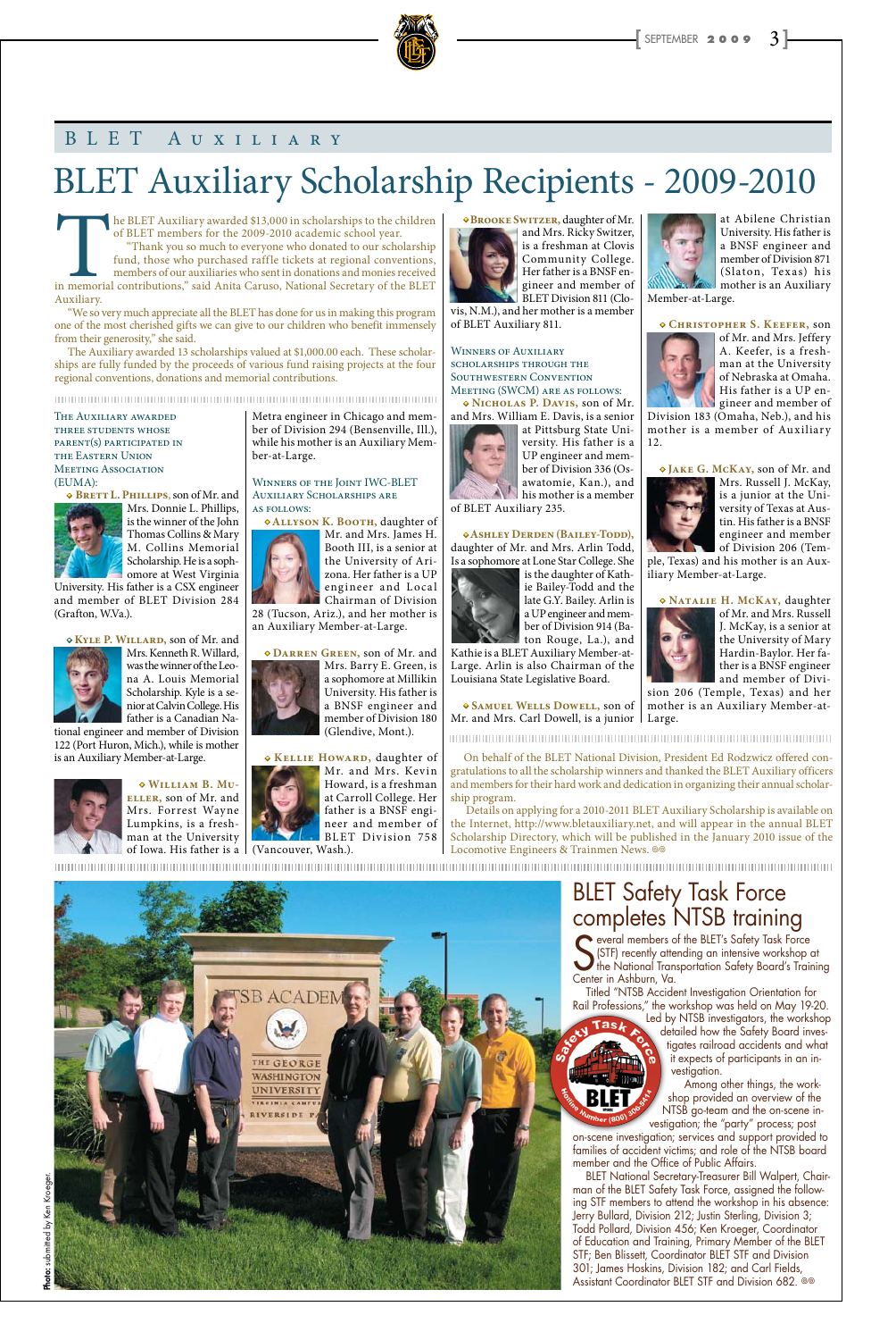## BLET Auxiliary

# BLET Auxiliary Scholarship Recipients - 2009-2010

The BLET Auxiliary awarded $13,000 in scholarships to the children of BLET members for the 2009-2010 academic school year.

"Thank you so much to everyone who donated to our scholarship fund, those who purchased raffle tickets at regional conventions, members of our auxiliaries who sent in donations and monies received in memorial contributions," said Anita Caruso, National Secretary of the BLET Auxiliary.

"We so very much appreciate all the BLET has done for us in making this program one of the most cherished gifts we can give to our children who benefit immensely from their generosity," she said.

The Auxiliary awarded 13 scholarships valued at $1,000.00 each. These scholarships are fully funded by the proceeds of various fund raising projects at the four regional conventions, donations and memorial contributions.

The Auxiliary awarded three students whose parent(s) participated in the Eastern Union Meeting Association (EUMA):

**Brett L. Phillips**, son of Mr. and Mrs. Donnie L. Phillips, is the winner of the John Thomas Collins & Mary M. Collins Memorial Scholarship. He is a sophomore at West Virginia University. His father is a CSX engineer and member of BLET Division 284 (Grafton, W.Va.).

**Kyle P. Willard**, son of Mr. and Mrs. Kenneth R. Willard, was the winner of the Leona A. Louis Memorial Scholarship. Kyle is a senior at Calvin College. His father is a Canadian National engineer and member of Division 122 (Port Huron, Mich.), while is mother is an Auxiliary Member-at-Large.

**William B. Mueller**, son of Mr. and Mrs. Forrest Wayne Lumpkins, is a freshman at the University of Iowa. His father is a Metra engineer in Chicago and member of Division 294 (Bensenville, Ill.), while his mother is an Auxiliary Member-at-Large.

Winners of the Joint IWC-BLET Auxiliary Scholarships are as follows:

**Allyson K. Booth**, daughter of Mr. and Mrs. James H. Booth III, is a senior at the University of Arizona. Her father is a UP engineer and Local Chairman of Division 28 (Tucson, Ariz.), and her mother is an Auxiliary Member-at-Large.

**Darren Green**, son of Mr. and Mrs. Barry E. Green, is a sophomore at Millikin University. His father is a BNSF engineer and member of Division 180 (Glendive, Mont.).

**Kellie Howard**, daughter of Mr. and Mrs. Kevin Howard, is a freshman at Carroll College. Her father is a BNSF engineer and member of BLET Division 758 (Vancouver, Wash.).

**Brooke Switzer**, daughter of Mr. and Mrs. Ricky Switzer, is a freshman at Clovis Community College. Her father is a BNSF engineer and member of BLET Division 811 (Clovis, N.M.), and her mother is a member of BLET Auxiliary 811.

Winners of Auxiliary scholarships through the Southwestern Convention Meeting (SWCM) are as follows:

**Nicholas P. Davis**, son of Mr. and Mrs. William E. Davis, is a senior at Pittsburg State University. His father is a UP engineer and member of Division 336 (Osawatomie, Kan.), and his mother is a member of BLET Auxiliary 235.

**Ashley Derden (Bailey-Todd)**, daughter of Mr. and Mrs. Arlin Todd, Is a sophomore at Lone Star College. She is the daughter of Kathie Bailey-Todd and the late G.Y. Bailey. Arlin is a UP engineer and member of Division 914 (Baton Rouge, La.), and Kathie is a BLET Auxiliary Member-at-Large. Arlin is also Chairman of the Louisiana State Legislative Board.

**Samuel Wells Dowell**, son of Mr. and Mrs. Carl Dowell, is a junior at Abilene Christian University. His father is a BNSF engineer and member of Division 871 (Slaton, Texas) his mother is an Auxiliary Member-at-Large.

**Christopher S. Keefer**, son of Mr. and Mrs. Jeffery A. Keefer, is a freshman at the University of Nebraska at Omaha. His father is a UP engineer and member of Division 183 (Omaha, Neb.), and his mother is a member of Auxiliary 12.

**Jake G. McKay**, son of Mr. and Mrs. Russell J. McKay, is a junior at the University of Texas at Austin. His father is a BNSF engineer and member of Division 206 (Temple, Texas) and his mother is an Auxiliary Member-at-Large.

**Natalie H. McKay**, daughter of Mr. and Mrs. Russell J. McKay, is a senior at the University of Mary Hardin-Baylor. Her father is a BNSF engineer and member of Division 206 (Temple, Texas) and her mother is an Auxiliary Member-at-Large.

On behalf of the BLET National Division, President Ed Rodzwicz offered congratulations to all the scholarship winners and thanked the BLET Auxiliary officers and members for their hard work and dedication in organizing their annual scholarship program.

Details on applying for a 2010-2011 BLET Auxiliary Scholarship is available on the Internet, http://www.bletauxiliary.net, and will appear in the annual BLET Scholarship Directory, which will be published in the January 2010 issue of the Locomotive Engineers & Trainmen News.

Photo: submitted by Ken Kroeger.

# BLET Safety Task Force completes NTSB training

Several members of the BLET's Safety Task Force (STF) recently attending an intensive workshop at the National Transportation Safety Board's Training Center in Ashburn, Va.

Titled "NTSB Accident Investigation Orientation for Rail Professions," the workshop was held on May 19-20. Led by NTSB investigators, the workshop detailed how the Safety Board investigates railroad accidents and what it expects of participants in an investigation.

Among other things, the workshop provided an overview of the NTSB go-team and the on-scene investigation; the "party" process; post on-scene investigation; services and support provided to families of accident victims; and role of the NTSB board member and the Office of Public Affairs.

BLET National Secretary-Treasurer Bill Walpert, Chairman of the BLET Safety Task Force, assigned the following STF members to attend the workshop in his absence: Jerry Bullard, Division 212; Justin Sterling, Division 3; Todd Pollard, Division 456; Ken Kroeger, Coordinator of Education and Training, Primary Member of the BLET STF; Ben Blissett, Coordinator BLET STF and Division 301; James Hoskins, Division 182; and Carl Fields, Assistant Coordinator BLET STF and Division 682.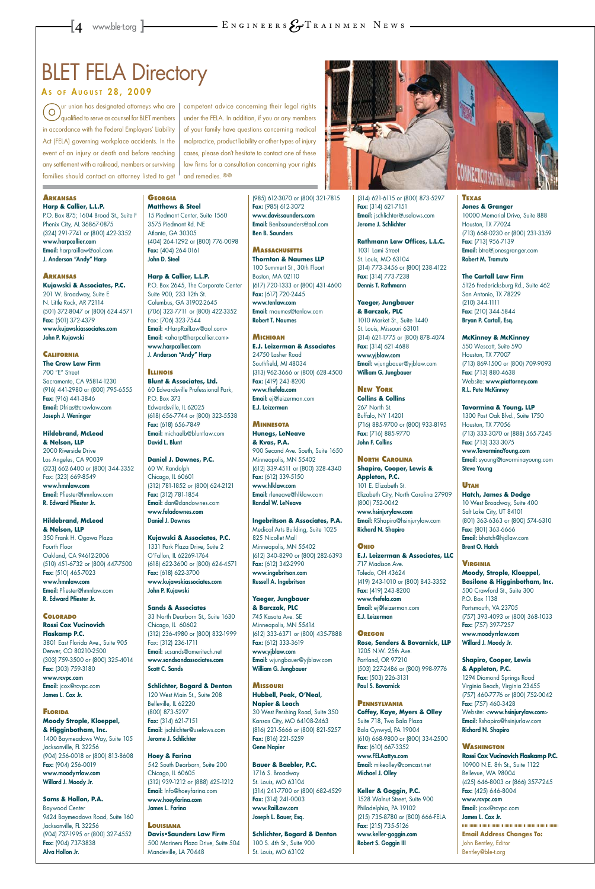# BLET FELA Directory

## As of August 28, 2009

Our union has designated attorneys who are qualified to serve as counsel for BLET members in accordance with the Federal Employers' Liability Act (FELA) governing workplace accidents. In the event of an injury or death and before reaching any settlement with a railroad, members or surviving families should contact an attorney listed to get competent advice concerning their legal rights under the FELA. In addition, if you or any members of your family have questions concerning medical malpractice, product liability or other types of injury cases, please don't hesitate to contact one of these law firms for a consultation concerning your rights and remedies.

### Arkansas

**Harp & Callier, L.L.P.**
P.O. Box 875; 1604 Broad St., Suite F
Phenix City, AL 36867-0875
(324) 291-7741 or (800) 422-3352
**www.harpcallier.com**
**Email:** harprailaw@aol.com
**J. Anderson "Andy" Harp**

### Arkansas

**Kujawski & Associates, P.C.**
201 W. Broadway, Suite E
N. Little Rock, AR 72114
(501) 372-8047 or (800) 624-4571
**Fax:** (501) 372-4379
**www.kujawskiassociates.com**
**John P. Kujawski**

### California

**The Crow Law Firm**
700 "E" Street
Sacramento, CA 95814-1230
(916) 441-2980 or (800) 795-6555
**Fax:** (916) 441-3846
**Email:** Dfrias@crowlaw.com
**Joseph J. Weninger**

**Hildebrand, McLeod & Nelson, LLP**
2000 Riverside Drive
Los Angeles, CA 90039
(323) 662-6400 or (800) 344-3352
Fax: (323) 669-8549
**www.hmnlaw.com**
**Email:** Pfiester@hmnlaw.com
**R. Edward Pfiester Jr.**

**Hildebrand, McLeod & Nelson, LLP**
350 Frank H. Ogawa Plaza
Fourth Floor
Oakland, CA 94612-2006
(510) 451-6732 or (800) 447-7500
**Fax:** (510) 465-7023
**www.hmnlaw.com**
**Email:** Pfiester@hmnlaw.com
**R. Edward Pfiester Jr.**

### Colorado

**Rossi Cox Vucinovich Flaskamp P.C.**
3801 East Florida Ave., Suite 905
Denver, CO 80210-2500
(303) 759-3500 or (800) 325-4014
**Fax:** (303) 759-3180
**www.rcvpc.com**
**Email:** jcox@rcvpc.com
**James L. Cox Jr.**

### Florida

**Moody Strople, Kloeppel, & Higginbotham, Inc.**
1400 Baymeadows Way, Suite 105
Jacksonville, FL 32256
(904) 256-0018 or (800) 813-8608
**Fax:** (904) 256-0019
**www.moodyrrlaw.com**
**Willard J. Moody Jr.**

**Sams & Hollon, P.A.**
Baywood Center
9424 Baymeadows Road, Suite 160
Jacksonville, FL 32256
(904) 737-1995 or (800) 327-4552
**Fax:** (904) 737-3838
**Alva Hollon Jr.**

### Georgia

**Matthews & Steel**
15 Piedmont Center, Suite 1560
3575 Piedmont Rd. NE
Atlanta, GA 30305
(404) 264-1292 or (800) 776-0098
**Fax:** (404) 264-0161
**John D. Steel**

**Harp & Callier, L.L.P.**
P.O. Box 2645, The Corporate Center
Suite 900, 233 12th St.
Columbus, GA 31902-2645
(706) 323-7711 or (800) 422-3352
Fax: (706) 323-7544
**Email:** <HarpRailLaw@aol.com>
**Email:** <aharp@harpcallier.com>
**www.harpcallier.com**
**J. Anderson "Andy" Harp**

### Illinois

**Blunt & Associates, Ltd.**
60 Edwardsville Professional Park,
P.O. Box 373
Edwardsville, IL 62025
(618) 656-7744 or (800) 323-5538
**Fax:** (618) 656-7849
**Email:** michaelb@bluntlaw.com
**David L. Blunt**

**Daniel J. Downes, P.C.**
60 W. Randolph
Chicago, IL 60601
(312) 781-1852 or (800) 624-2121
**Fax:** (312) 781-1854
**Email:** dan@dandownes.com
**www.feladownes.com**
**Daniel J. Downes**

**Kujawski & Associates, P.C.**
1331 Park Plaza Drive, Suite 2
O'Fallon, IL 62269-1764
(618) 622-3600 or (800) 624-4571
**Fax:** (618) 622-3700
**www.kujawskiassociates.com**
**John P. Kujawski**

**Sands & Associates**
33 North Dearborn St., Suite 1630
Chicago, IL 60602
(312) 236-4980 or (800) 832-1999
Fax: (312) 236-1711
**Email:** scsands@ameritech.net
**www.sandsandassociates.com**
**Scott C. Sands**

**Schlichter, Bogard & Denton**
120 West Main St., Suite 208
Belleville, IL 62220
(800) 873-5297
**Fax:** (314) 621-7151
**Email:** jschlichter@uselaws.com
**Jerome J. Schlichter**

**Hoey & Farina**
542 South Dearborn, Suite 200
Chicago, IL 60605
(312) 939-1212 or (888) 425-1212
**Email:** Info@hoeyfarina.com
**www.hoeyfarina.com**
**James L. Farina**

### Louisiana

**Davis•Saunders Law Firm**
500 Mariners Plaza Drive, Suite 504
Mandeville, LA 70448
(985) 612-3070 or (800) 321-7815
**Fax:** (985) 612-3072
**www.davissaunders.com**
**Email:** Benbsaunders@aol.com
**Ben B. Saunders**

### Massachusetts

**Thornton & Naumes LLP**
100 Summert St., 30th Floort
Boston, MA 02110
(617) 720-1333 or (800) 431-4600
**Fax:** (617) 720-2445
**www.tenlaw.com**
**Email:** rnaumes@tenlaw.com
**Robert T. Naumes**

### Michigan

**E.J. Leizerman & Associates**
24750 Lasher Road
Southfield, MI 48034
(313) 962-3666 or (800) 628-4500
**Fax:** (419) 243-8200
**www.thefela.com**
**Email:** ej@leizerman.com
**E.J. Leizerman**

### Minnesota

**Hunegs, LeNeave & Kvas, P.A.**
900 Second Ave. South, Suite 1650
Minneapolis, MN 55402
(612) 339-4511 or (800) 328-4340
**Fax:** (612) 339-5150
**www.hlklaw.com**
**Email:** rleneave@hlklaw.com
**Randal W. LeNeave**

**Ingebritson & Associates, P.A.**
Medical Arts Building, Suite 1025
825 Nicollet Mall
Minneapolis, MN 55402
(612) 340-8290 or (800) 282-6393
**Fax:** (612) 342-2990
**www.ingebritson.com**
**Russell A. Ingebritson**

**Yaeger, Jungbauer & Barczak, PLC**
745 Kasota Ave. SE
Minneapolis, MN 55414
(612) 333-6371 or (800) 435-7888
**Fax:** (612) 333-3619
**www.yjblaw.com**
**Email:** wjungbauer@yjblaw.com
**William G. Jungbauer**

### Missouri

**Hubbell, Peak, O'Neal, Napier & Leach**
30 West Pershing Road, Suite 350
Kansas City, MO 64108-2463
(816) 221-5666 or (800) 821-5257
**Fax:** (816) 221-5259
**Gene Napier**

**Bauer & Baebler, P.C.**
1716 S. Broadway
St. Louis, MO 63104
(314) 241-7700 or (800) 682-4529
**Fax:** (314) 241-0003
**www.RailLaw.com**
**Joseph L. Bauer, Esq.**

**Schlichter, Bogard & Denton**
100 S. 4th St., Suite 900
St. Louis, MO 63102
(314) 621-6115 or (800) 873-5297
**Fax:** (314) 621-7151
**Email:** jschlichter@uselaws.com
**Jerome J. Schlichter**

**Rathmann Law Offices, L.L.C.**
1031 Lami Street
St. Louis, MO 63104
(314) 773-3456 or (800) 238-4122
**Fax:** (314) 773-7238
**Dennis T. Rathmann**

**Yaeger, Jungbauer & Barczak, PLC**
1010 Market St., Suite 1440
St. Louis, Missouri 63101
(314) 621-1775 or (800) 878-4074
**Fax:** (314) 621-4688
**www.yjblaw.com**
**Email:** wjungbauer@yjblaw.com
**William G. Jungbauer**

### New York

**Collins & Collins**
267 North St.
Buffalo, NY 14201
(716) 885-9700 or (800) 933-8195
**Fax:** (716) 885-9770
**John F. Collins**

### North Carolina

**Shapiro, Cooper, Lewis & Appleton, P.C.**
101 E. Elizabeth St.
Elizabeth City, North Carolina 27909
(800) 752-0042
**www.hsinjurylaw.com**
**Email:** RShapiro@hsinjurylaw.com
**Richard N. Shapiro**

### Ohio

**E.J. Leizerman & Associates, LLC**
717 Madison Ave.
Toledo, OH 43624
(419) 243-1010 or (800) 843-3352
**Fax:** (419) 243-8200
**www.thefela.com**
**Email:** ej@leizerman.com
**E.J. Leizerman**

### Oregon

**Rose, Senders & Bovarnick, LLP**
1205 N.W. 25th Ave.
Portland, OR 97210
(503) 227-2486 or (800) 998-9776
**Fax:** (503) 226-3131
**Paul S. Bovarnick**

### Pennsylvania

**Coffey, Kaye, Myers & Olley**
Suite 718, Two Bala Plaza
Bala Cynwyd, PA 19004
(610) 668-9800 or (800) 334-2500
**Fax:** (610) 667-3352
**www.FELAattys.com**
**Email:** mikeolley@comcast.net
**Michael J. Olley**

**Keller & Goggin, P.C.**
1528 Walnut Street, Suite 900
Philadelphia, PA 19102
(215) 735-8780 or (800) 666-FELA
**Fax:** (215) 735-5126
**www.keller-goggin.com**
**Robert S. Goggin III**

### Texas

**Jones & Granger**
10000 Memorial Drive, Suite 888
Houston, TX 77024
(713) 668-0230 or (800) 231-3359
**Fax:** (713) 956-7139
**Email:** btra@jonesgranger.com
**Robert M. Tramuto**

**The Cartall Law Firm**
5126 Fredericksburg Rd., Suite 462
San Antonio, TX 78229
(210) 344-1111
**Fax:** (210) 344-5844
**Bryan P. Cartall, Esq.**

**McKinney & McKinney**
550 Wescott, Suite 590
Houston, TX 77007
(713) 869-1500 or (800) 709-9093
**Fax:** (713) 880-4638
Website: **www.piattorney.com**
**R.L. Pete McKinney**

**Tavormina & Young, LLP**
1300 Post Oak Blvd., Suite 1750
Houston, TX 77056
(713) 333-3070 or (888) 565-7245
**Fax:** (713) 333-3075
**www.TavorminaYoung.com**
**Email:** syoung@tavorminayoung.com
**Steve Young**

### Utah

**Hatch, James & Dodge**
10 West Broadway, Suite 400
Salt Lake City, UT 84101
(801) 363-6363 or (800) 574-6310
**Fax:** (801) 363-6666
**Email:** bhatch@hjdlaw.com
**Brent O. Hatch**

### Virginia

**Moody, Strople, Kloeppel, Basilone & Higginbotham, Inc.**
500 Crawford St., Suite 300
P.O. Box 1138
Portsmouth, VA 23705
(757) 393-4093 or (800) 368-1033
**Fax:** (757) 397-7257
**www.moodyrrlaw.com**
**Willard J. Moody Jr.**

**Shapiro, Cooper, Lewis & Appleton, P.C.**
1294 Diamond Springs Road
Virginia Beach, Virginia 23455
(757) 460-7776 or (800) 752-0042
**Fax:** (757) 460-3428
Website: <**www.hsinjurylaw.com**>
**Email:** Rshapiro@hsinjurylaw.com
**Richard N. Shapiro**

### Washington

**Rossi Cox Vucinovich Flaskamp P.C.**
10900 N.E. 8th St., Suite 1122
Bellevue, WA 98004
(425) 646-8003 or (866) 357-7245
**Fax:** (425) 646-8004
**www.rcvpc.com**
**Email:** jcox@rcvpc.com
**James L. Cox Jr.**

**Email Address Changes To:**
John Bentley, Editor
Bentley@ble-t.org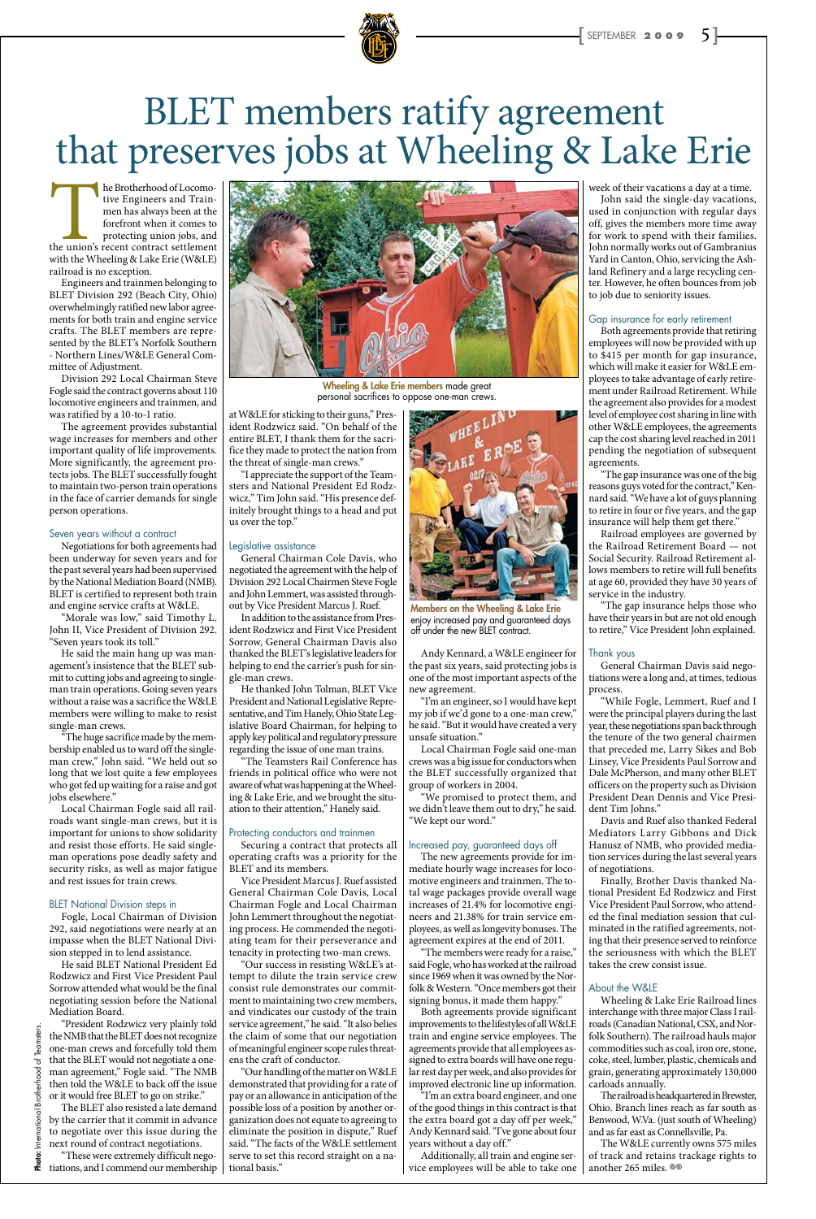# BLET members ratify agreement that preserves jobs at Wheeling & Lake Erie

The Brotherhood of Locomotive Engineers and Trainmen has always been at the forefront when it comes to protecting union jobs, and the union's recent contract settlement with the Wheeling & Lake Erie (W&LE) railroad is no exception.

Engineers and trainmen belonging to BLET Division 292 (Beach City, Ohio) overwhelmingly ratified new labor agreements for both train and engine service crafts. The BLET members are represented by the BLET's Norfolk Southern - Northern Lines/W&LE General Committee of Adjustment.

Division 292 Local Chairman Steve Fogle said the contract governs about 110 locomotive engineers and trainmen, and was ratified by a 10-to-1 ratio.

The agreement provides substantial wage increases for members and other important quality of life improvements. More significantly, the agreement protects jobs. The BLET successfully fought to maintain two-person train operations in the face of carrier demands for single person operations.

### Seven years without a contract

Negotiations for both agreements had been underway for seven years and for the past several years had been supervised by the National Mediation Board (NMB). BLET is certified to represent both train and engine service crafts at W&LE.

"Morale was low," said Timothy L. John II, Vice President of Division 292. "Seven years took its toll."

He said the main hang up was management's insistence that the BLET submit to cutting jobs and agreeing to single-man train operations. Going seven years without a raise was a sacrifice the W&LE members were willing to make to resist single-man crews.

"The huge sacrifice made by the membership enabled us to ward off the single-man crew," John said. "We held out so long that we lost quite a few employees who got fed up waiting for a raise and got jobs elsewhere."

Local Chairman Fogle said all railroads want single-man crews, but it is important for unions to show solidarity and resist those efforts. He said single-man operations pose deadly safety and security risks, as well as major fatigue and rest issues for train crews.

### BLET National Division steps in

Fogle, Local Chairman of Division 292, said negotiations were nearly at an impasse when the BLET National Division stepped in to lend assistance.

He said BLET National President Ed Rodzwicz and First Vice President Paul Sorrow attended what would be the final negotiating session before the National Mediation Board.

"President Rodzwicz very plainly told the NMB that the BLET does not recognize one-man crews and forcefully told them that the BLET would not negotiate a one-man agreement," Fogle said. "The NMB then told the W&LE to back off the issue or it would free BLET to go on strike."

The BLET also resisted a late demand by the carrier that it commit in advance to negotiate over this issue during the next round of contract negotiations.

"These were extremely difficult negotiations, and I commend our membership at W&LE for sticking to their guns," President Rodzwicz said. "On behalf of the entire BLET, I thank them for the sacrifice they made to protect the nation from the threat of single-man crews."

"I appreciate the support of the Teamsters and National President Ed Rodzwicz," Tim John said. "His presence definitely brought things to a head and put us over the top."

**Wheeling & Lake Erie members** made great personal sacrifices to oppose one-man crews.

### Legislative assistance

General Chairman Cole Davis, who negotiated the agreement with the help of Division 292 Local Chairmen Steve Fogle and John Lemmert, was assisted throughout by Vice President Marcus J. Ruef.

In addition to the assistance from President Rodzwicz and First Vice President Sorrow, General Chairman Davis also thanked the BLET's legislative leaders for helping to end the carrier's push for single-man crews.

He thanked John Tolman, BLET Vice President and National Legislative Representative, and Tim Hanely, Ohio State Legislative Board Chairman, for helping to apply key political and regulatory pressure regarding the issue of one man trains.

"The Teamsters Rail Conference has friends in political office who were not aware of what was happening at the Wheeling & Lake Erie, and we brought the situation to their attention," Hanely said.

### Protecting conductors and trainmen

Securing a contract that protects all operating crafts was a priority for the BLET and its members.

Vice President Marcus J. Ruef assisted General Chairman Cole Davis, Local Chairman Fogle and Local Chairman John Lemmert throughout the negotiating process. He commended the negotiating team for their perseverance and tenacity in protecting two-man crews.

"Our success in resisting W&LE's attempt to dilute the train service crew consist rule demonstrates our commitment to maintaining two crew members, and vindicates our custody of the train service agreement," he said. "It also belies the claim of some that our negotiation of meaningful agreement scope rules threatens the craft of conductor.

"Our handling of the matter on W&LE demonstrated that providing for a rate of pay or an allowance in anticipation of the possible loss of a position by another organization does not equate to agreeing to eliminate the position in dispute," Ruef said. "The facts of the W&LE settlement serve to set this record straight on a national basis."

**Members on the Wheeling & Lake Erie** enjoy increased pay and guaranteed days off under the new BLET contract.

Andy Kennard, a W&LE engineer for the past six years, said protecting jobs is one of the most important aspects of the new agreement.

"I'm an engineer, so I would have kept my job if we'd gone to a one-man crew," he said. "But it would have created a very unsafe situation."

Local Chairman Fogle said one-man crews was a big issue for conductors when the BLET successfully organized that group of workers in 2004.

"We promised to protect them, and we didn't leave them out to dry," he said. "We kept our word."

### Increased pay, guaranteed days off

The new agreements provide for immediate hourly wage increases for locomotive engineers and trainmen. The total wage packages provide overall wage increases of 21.4% for locomotive engineers and 21.38% for train service employees, as well as longevity bonuses. The agreement expires at the end of 2011.

"The members were ready for a raise," said Fogle, who has worked at the railroad since 1969 when it was owned by the Norfolk & Western. "Once members got their signing bonus, it made them happy."

Both agreements provide significant improvements to the lifestyles of all W&LE train and engine service employees. The agreements provide that all employees assigned to extra boards will have one regular rest day per week, and also provides for improved electronic line up information.

"I'm an extra board engineer, and one of the good things in this contract is that the extra board got a day off per week," Andy Kennard said. "I've gone about four years without a day off."

Additionally, all train and engine service employees will be able to take one week of their vacations a day at a time.

John said the single-day vacations, used in conjunction with regular days off, gives the members more time away for work to spend with their families. John normally works out of Gambranius Yard in Canton, Ohio, servicing the Ashland Refinery and a large recycling center. However, he often bounces from job to job due to seniority issues.

### Gap insurance for early retirement

Both agreements provide that retiring employees will now be provided with up to $415 per month for gap insurance, which will make it easier for W&LE employees to take advantage of early retirement under Railroad Retirement. While the agreement also provides for a modest level of employee cost sharing in line with other W&LE employees, the agreements cap the cost sharing level reached in 2011 pending the negotiation of subsequent agreements.

"The gap insurance was one of the big reasons guys voted for the contract," Kennard said. "We have a lot of guys planning to retire in four or five years, and the gap insurance will help them get there."

Railroad employees are governed by the Railroad Retirement Board — not Social Security. Railroad Retirement allows members to retire will full benefits at age 60, provided they have 30 years of service in the industry.

"The gap insurance helps those who have their years in but are not old enough to retire," Vice President John explained.

### Thank yous

General Chairman Davis said negotiations were a long and, at times, tedious process.

"While Fogle, Lemmert, Ruef and I were the principal players during the last year, these negotiations span back through the tenure of the two general chairmen that preceded me, Larry Sikes and Bob Linsey, Vice Presidents Paul Sorrow and Dale McPherson, and many other BLET officers on the property such as Division President Dean Dennis and Vice President Tim Johns."

Davis and Ruef also thanked Federal Mediators Larry Gibbons and Dick Hanusz of NMB, who provided mediation services during the last several years of negotiations.

Finally, Brother Davis thanked National President Ed Rodzwicz and First Vice President Paul Sorrow, who attended the final mediation session that culminated in the ratified agreements, noting that their presence served to reinforce the seriousness with which the BLET takes the crew consist issue.

### About the W&LE

Wheeling & Lake Erie Railroad lines interchange with three major Class I railroads (Canadian National, CSX, and Norfolk Southern). The railroad hauls major commodities such as coal, iron ore, stone, coke, steel, lumber, plastic, chemicals and grain, generating approximately 130,000 carloads annually.

The railroad is headquartered in Brewster, Ohio. Branch lines reach as far south as Benwood, W.Va. (just south of Wheeling) and as far east as Connellsville, Pa.

The W&LE currently owns 575 miles of track and retains trackage rights to another 265 miles.

**Photo:** International Brotherhood of Teamsters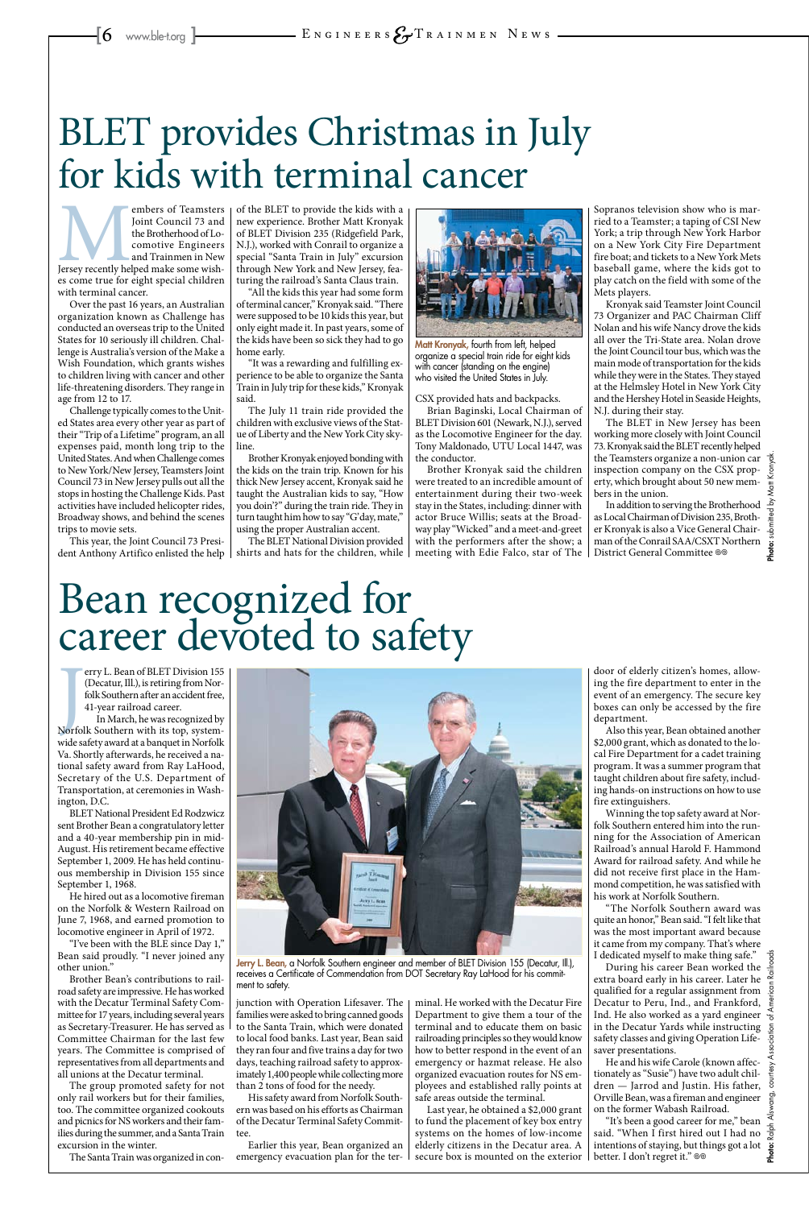# BLET provides Christmas in July for kids with terminal cancer

Members of Teamsters Joint Council 73 and the Brotherhood of Locomotive Engineers and Trainmen in New Jersey recently helped make some wishes come true for eight special children with terminal cancer.

Over the past 16 years, an Australian organization known as Challenge has conducted an overseas trip to the United States for 10 seriously ill children. Challenge is Australia's version of the Make a Wish Foundation, which grants wishes to children living with cancer and other life-threatening disorders. They range in age from 12 to 17.

Challenge typically comes to the United States area every other year as part of their "Trip of a Lifetime" program, an all expenses paid, month long trip to the United States. And when Challenge comes to New York/New Jersey, Teamsters Joint Council 73 in New Jersey pulls out all the stops in hosting the Challenge Kids. Past activities have included helicopter rides, Broadway shows, and behind the scenes trips to movie sets.

This year, the Joint Council 73 President Anthony Artifico enlisted the help of the BLET to provide the kids with a new experience. Brother Matt Kronyak of BLET Division 235 (Ridgefield Park, N.J.), worked with Conrail to organize a special "Santa Train in July" excursion through New York and New Jersey, featuring the railroad's Santa Claus train.

"All the kids this year had some form of terminal cancer," Kronyak said. "There were supposed to be 10 kids this year, but only eight made it. In past years, some of the kids have been so sick they had to go home early.

"It was a rewarding and fulfilling experience to be able to organize the Santa Train in July trip for these kids," Kronyak said.

The July 11 train ride provided the children with exclusive views of the Statue of Liberty and the New York City skyline.

Brother Kronyak enjoyed bonding with the kids on the train trip. Known for his thick New Jersey accent, Kronyak said he taught the Australian kids to say, "How you doin'?" during the train ride. They in turn taught him how to say "G'day, mate," using the proper Australian accent.

The BLET National Division provided shirts and hats for the children, while CSX provided hats and backpacks.

**Matt Kronyak**, fourth from left, helped organize a special train ride for eight kids with cancer (standing on the engine) who visited the United States in July.

Photo: submitted by Matt Kronyak

Brian Baginski, Local Chairman of BLET Division 601 (Newark, N.J.), served as the Locomotive Engineer for the day. Tony Maldonado, UTU Local 1447, was the conductor.

Brother Kronyak said the children were treated to an incredible amount of entertainment during their two-week stay in the States, including: dinner with actor Bruce Willis; seats at the Broadway play "Wicked" and a meet-and-greet with the performers after the show; a meeting with Edie Falco, star of The Sopranos television show who is married to a Teamster; a taping of CSI New York; a trip through New York Harbor on a New York City Fire Department fire boat; and tickets to a New York Mets baseball game, where the kids got to play catch on the field with some of the Mets players.

Kronyak said Teamster Joint Council 73 Organizer and PAC Chairman Cliff Nolan and his wife Nancy drove the kids all over the Tri-State area. Nolan drove the Joint Council tour bus, which was the main mode of transportation for the kids while they were in the States. They stayed at the Helmsley Hotel in New York City and the Hershey Hotel in Seaside Heights, N.J. during their stay.

The BLET in New Jersey has been working more closely with Joint Council 73. Kronyak said the BLET recently helped the Teamsters organize a non-union car inspection company on the CSX property, which brought about 50 new members in the union.

In addition to serving the Brotherhood as Local Chairman of Division 235, Brother Kronyak is also a Vice General Chairman of the Conrail SAA/CSXT Northern District General Committee

# Bean recognized for career devoted to safety

Jerry L. Bean of BLET Division 155 (Decatur, Ill.), is retiring from Norfolk Southern after an accident free, 41-year railroad career.

In March, he was recognized by Norfolk Southern with its top, systemwide safety award at a banquet in Norfolk Va. Shortly afterwards, he received a national safety award from Ray LaHood, Secretary of the U.S. Department of Transportation, at ceremonies in Washington, D.C.

BLET National President Ed Rodzwicz sent Brother Bean a congratulatory letter and a 40-year membership pin in mid-August. His retirement became effective September 1, 2009. He has held continuous membership in Division 155 since September 1, 1968.

He hired out as a locomotive fireman on the Norfolk & Western Railroad on June 7, 1968, and earned promotion to locomotive engineer in April of 1972.

"I've been with the BLE since Day 1," Bean said proudly. "I never joined any other union."

Brother Bean's contributions to railroad safety are impressive. He has worked with the Decatur Terminal Safety Committee for 17 years, including several years as Secretary-Treasurer. He has served as Committee Chairman for the last few years. The Committee is comprised of representatives from all departments and all unions at the Decatur terminal.

The group promoted safety for not only rail workers but for their families, too. The committee organized cookouts and picnics for NS workers and their families during the summer, and a Santa Train excursion in the winter.

The Santa Train was organized in conjunction with Operation Lifesaver. The families were asked to bring canned goods to the Santa Train, which were donated to local food banks. Last year, Bean said they ran four and five trains a day for two days, teaching railroad safety to approximately 1,400 people while collecting more than 2 tons of food for the needy.

His safety award from Norfolk Southern was based on his efforts as Chairman of the Decatur Terminal Safety Committee.

**Jerry L. Bean**, a Norfolk Southern engineer and member of BLET Division 155 (Decatur, Ill.), receives a Certificate of Commendation from DOT Secretary Ray LaHood for his commitment to safety.

Photo: Ralph Alswang, courtesy Association of American Railroads

Earlier this year, Bean organized an emergency evacuation plan for the terminal. He worked with the Decatur Fire Department to give them a tour of the terminal and to educate them on basic railroading principles so they would know how to better respond in the event of an emergency or hazmat release. He also organized evacuation routes for NS employees and established rally points at safe areas outside the terminal.

Last year, he obtained a $2,000 grant to fund the placement of key box entry systems on the homes of low-income elderly citizens in the Decatur area. A secure box is mounted on the exterior door of elderly citizen's homes, allowing the fire department to enter in the event of an emergency. The secure key boxes can only be accessed by the fire department.

Also this year, Bean obtained another $2,000 grant, which as donated to the local Fire Department for a cadet training program. It was a summer program that taught children about fire safety, including hands-on instructions on how to use fire extinguishers.

Winning the top safety award at Norfolk Southern entered him into the running for the Association of American Railroad's annual Harold F. Hammond Award for railroad safety. And while he did not receive first place in the Hammond competition, he was satisfied with his work at Norfolk Southern.

"The Norfolk Southern award was quite an honor," Bean said. "I felt like that was the most important award because it came from my company. That's where I dedicated myself to make thing safe."

During his career Bean worked the extra board early in his career. Later he qualified for a regular assignment from Decatur to Peru, Ind., and Frankford, Ind. He also worked as a yard engineer in the Decatur Yards while instructing safety classes and giving Operation Lifesaver presentations.

He and his wife Carole (known affectionately as "Susie") have two adult children — Jarrod and Justin. His father, Orville Bean, was a fireman and engineer on the former Wabash Railroad.

"It's been a good career for me," bean said. "When I first hired out I had no intentions of staying, but things got a lot better. I don't regret it."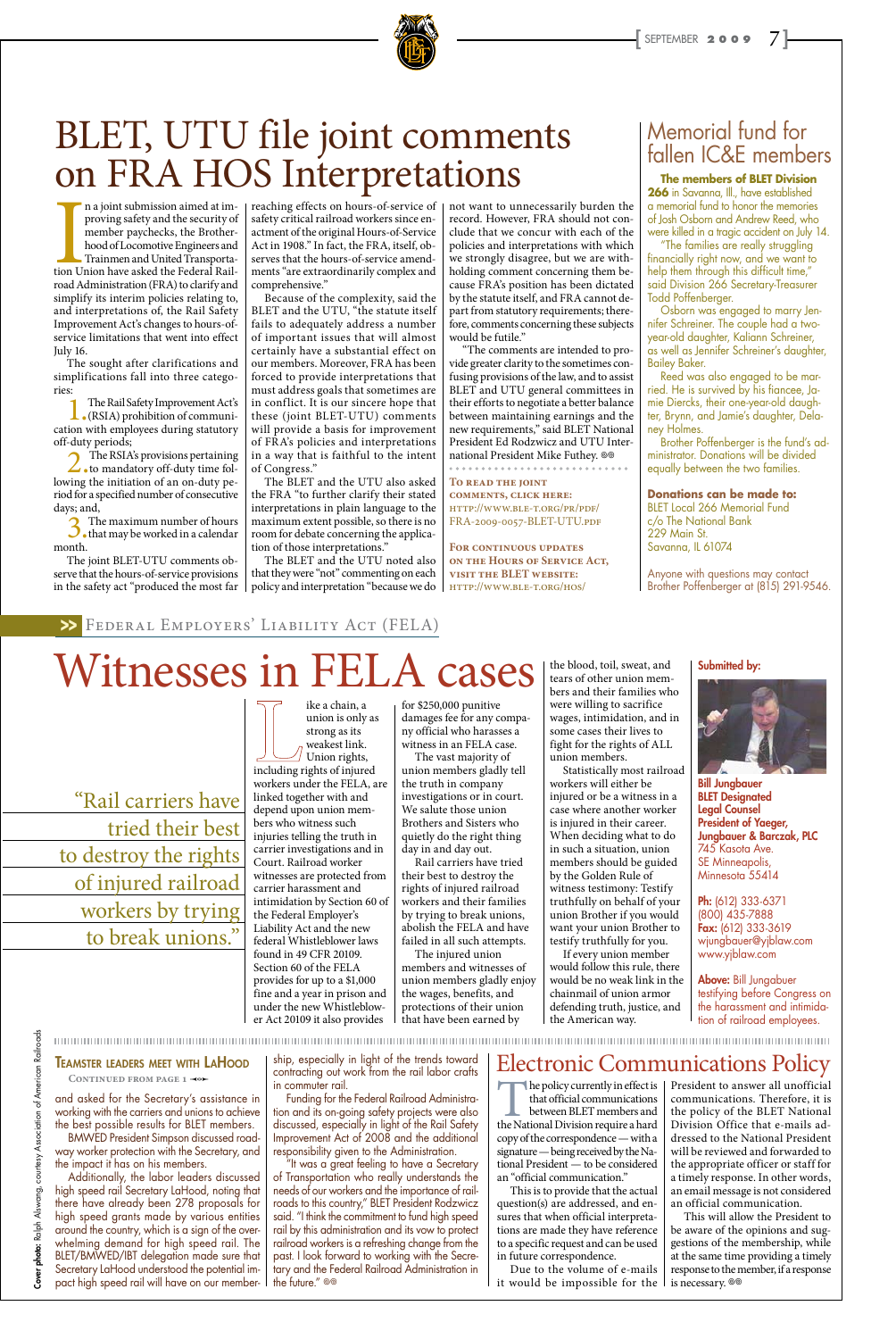# BLET, UTU file joint comments on FRA HOS Interpretations

In a joint submission aimed at improving safety and the security of member paychecks, the Brotherhood of Locomotive Engineers and Trainmen and United Transportation Union have asked the Federal Railroad Administration (FRA) to clarify and simplify its interim policies relating to, and interpretations of, the Rail Safety Improvement Act's changes to hours-of-service limitations that went into effect July 16.

The sought after clarifications and simplifications fall into three categories:

1. The Rail Safety Improvement Act's (RSIA) prohibition of communication with employees during statutory off-duty periods;
2. The RSIA's provisions pertaining to mandatory off-duty time following the initiation of an on-duty period for a specified number of consecutive days; and,
3. The maximum number of hours that may be worked in a calendar month.

The joint BLET-UTU comments observe that the hours-of-service provisions in the safety act "produced the most far reaching effects on hours-of-service of safety critical railroad workers since enactment of the original Hours-of-Service Act in 1908." In fact, the FRA, itself, observes that the hours-of-service amendments "are extraordinarily complex and comprehensive."

Because of the complexity, said the BLET and the UTU, "the statute itself fails to adequately address a number of important issues that will almost certainly have a substantial effect on our members. Moreover, FRA has been forced to provide interpretations that must address goals that sometimes are in conflict. It is our sincere hope that these (joint BLET-UTU) comments will provide a basis for improvement of FRA's policies and interpretations in a way that is faithful to the intent of Congress."

The BLET and the UTU also asked the FRA "to further clarify their stated interpretations in plain language to the maximum extent possible, so there is no room for debate concerning the application of those interpretations."

The BLET and the UTU noted also that they were "not" commenting on each policy and interpretation "because we do not want to unnecessarily burden the record. However, FRA should not conclude that we concur with each of the policies and interpretations with which we strongly disagree, but we are withholding comment concerning them because FRA's position has been dictated by the statute itself, and FRA cannot depart from statutory requirements; therefore, comments concerning these subjects would be futile."

"The comments are intended to provide greater clarity to the sometimes confusing provisions of the law, and to assist BLET and UTU general committees in their efforts to negotiate a better balance between maintaining earnings and the new requirements," said BLET National President Ed Rodzwicz and UTU International President Mike Futhey.

**To read the joint comments, click here:** http://www.ble-t.org/pr/pdf/FRA-2009-0057-BLET-UTU.pdf

**For continuous updates on the Hours of Service Act, visit the BLET website:** http://www.ble-t.org/hos/

## Memorial fund for fallen IC&E members

**The members of BLET Division 266** in Savanna, Ill., have established a memorial fund to honor the memories of Josh Osborn and Andrew Reed, who were killed in a tragic accident on July 14.

"The families are really struggling financially right now, and we want to help them through this difficult time," said Division 266 Secretary-Treasurer Todd Poffenberger.

Osborn was engaged to marry Jennifer Schreiner. The couple had a two-year-old daughter, Kaliann Schreiner, as well as Jennifer Schreiner's daughter, Bailey Baker.

Reed was also engaged to be married. He is survived by his fiancee, Jamie Diercks, their one-year-old daughter, Brynn, and Jamie's daughter, Delaney Holmes.

Brother Poffenberger is the fund's administrator. Donations will be divided equally between the two families.

**Donations can be made to:**
BLET Local 266 Memorial Fund
c/o The National Bank
229 Main St.
Savanna, IL 61074

Anyone with questions may contact Brother Poffenberger at (815) 291-9546.

>> Federal Employers' Liability Act (FELA)

# Witnesses in FELA cases

> "Rail carriers have tried their best to destroy the rights of injured railroad workers by trying to break unions."

Like a chain, a union is only as strong as its weakest link. Union rights, including rights of injured workers under the FELA, are linked together with and depend upon union members who witness such injuries telling the truth in carrier investigations and in Court. Railroad worker witnesses are protected from carrier harassment and intimidation by Section 60 of the Federal Employer's Liability Act and the new federal Whistleblower laws found in 49 CFR 20109. Section 60 of the FELA provides for up to a $1,000 fine and a year in prison and under the new Whistleblower Act 20109 it also provides for $250,000 punitive damages fee for any company official who harasses a witness in an FELA case.

The vast majority of union members gladly tell the truth in company investigations or in court. We salute those union Brothers and Sisters who quietly do the right thing day in and day out.

Rail carriers have tried their best to destroy the rights of injured railroad workers and their families by trying to break unions, abolish the FELA and have failed in all such attempts.

The injured union members and witnesses of union members gladly enjoy the wages, benefits, and protections of their union that have been earned by the blood, toil, sweat, and tears of other union members and their families who were willing to sacrifice wages, intimidation, and in some cases their lives to fight for the rights of ALL union members.

Statistically most railroad workers will either be injured or be a witness in a case where another worker is injured in their career. When deciding what to do in such a situation, union members should be guided by the Golden Rule of witness testimony: Testify truthfully on behalf of your union Brother if you would want your union Brother to testify truthfully for you.

If every union member would follow this rule, there would be no weak link in the chainmail of union armor defending truth, justice, and the American way.

**Submitted by:**

**Bill Jungbauer**
**BLET Designated Legal Counsel**
**President of Yaeger, Jungbauer & Barczak, PLC**
745 Kasota Ave.
SE Minneapolis,
Minnesota 55414

**Ph:** (612) 333-6371
(800) 435-7888
**Fax:** (612) 333-3619
wjungbauer@yjblaw.com
www.yjblaw.com

**Above:** Bill Jungbauer testifying before Congress on the harassment and intimidation of railroad employees.

## Teamster leaders meet with LaHood

Continued from page 1

and asked for the Secretary's assistance in working with the carriers and unions to achieve the best possible results for BLET members.

BMWED President Simpson discussed roadway worker protection with the Secretary, and the impact it has on his members.

Additionally, the labor leaders discussed high speed rail Secretary LaHood, noting that there have already been 278 proposals for high speed grants made by various entities around the country, which is a sign of the overwhelming demand for high speed rail. The BLET/BMWED/IBT delegation made sure that Secretary LaHood understood the potential impact high speed rail will have on our membership, especially in light of the trends toward contracting out work from the rail labor crafts in commuter rail.

Funding for the Federal Railroad Administration and its on-going safety projects were also discussed, especially in light of the Rail Safety Improvement Act of 2008 and the additional responsibility given to the Administration.

"It was a great feeling to have a Secretary of Transportation who really understands the needs of our workers and the importance of railroads to this country," BLET President Rodzwicz said. "I think the commitment to fund high speed rail by this administration and its vow to protect railroad workers is a refreshing change from the past. I look forward to working with the Secretary and the Federal Railroad Administration in the future."

## Electronic Communications Policy

The policy currently in effect is that official communications between BLET members and the National Division require a hard copy of the correspondence — with a signature — being received by the National President — to be considered an "official communication."

This is to provide that the actual question(s) are addressed, and ensures that when official interpretations are made they have reference to a specific request and can be used in future correspondence.

Due to the volume of e-mails it would be impossible for the President to answer all unofficial communications. Therefore, it is the policy of the BLET National Division Office that e-mails addressed to the National President will be reviewed and forwarded to the appropriate officer or staff for a timely response. In other words, an email message is not considered an official communication.

This will allow the President to be aware of the opinions and suggestions of the membership, while at the same time providing a timely response to the member, if a response is necessary.

Cover photo: Ralph Alswang, courtesy Association of American Railroads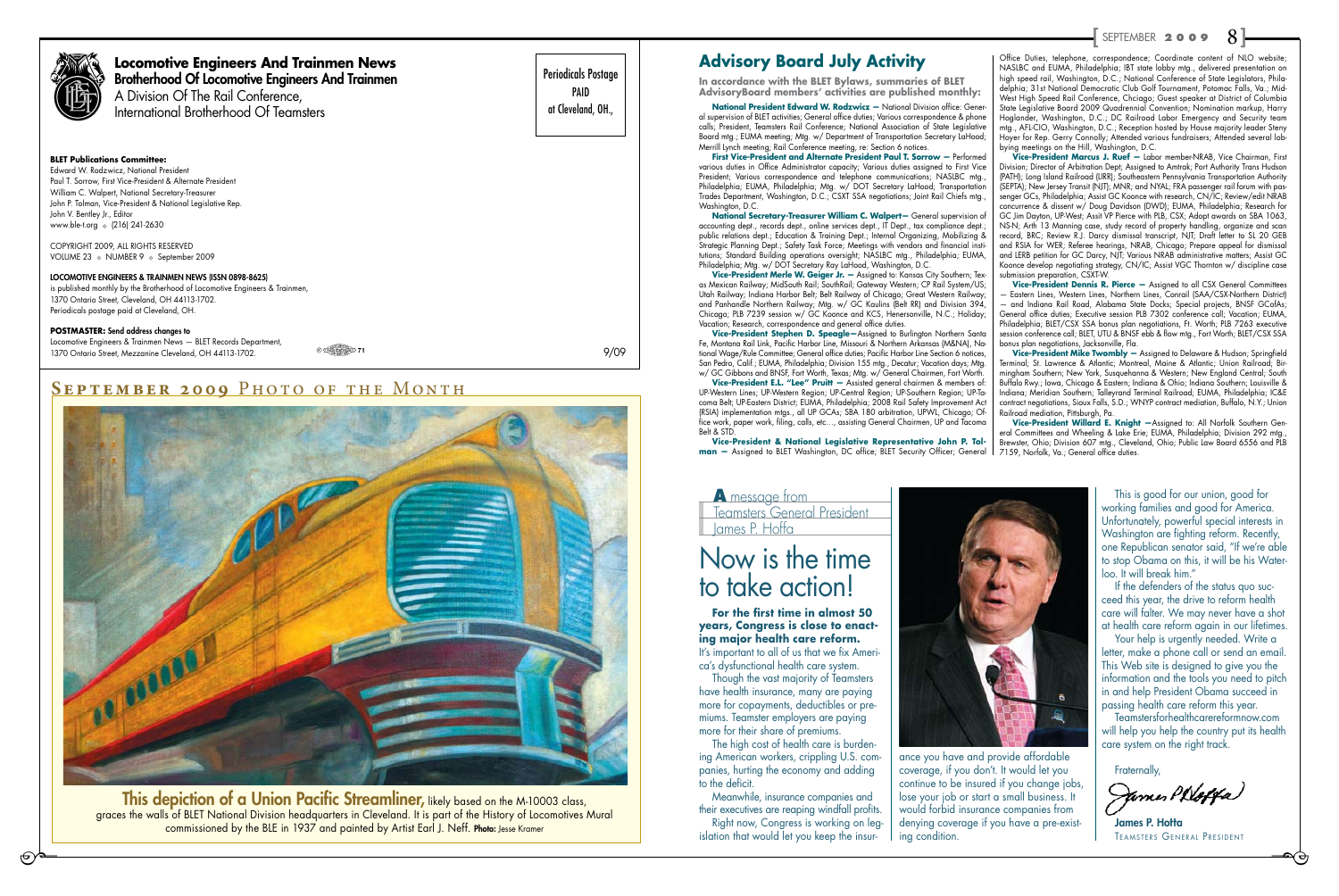## Locomotive Engineers And Trainmen News

**Brotherhood Of Locomotive Engineers And Trainmen**

A Division Of The Rail Conference, International Brotherhood Of Teamsters

Periodicals Postage PAID at Cleveland, OH.,

**BLET Publications Committee:**

Edward W. Rodzwicz, National President
Paul T. Sorrow, First Vice-President & Alternate President
William C. Walpert, National Secretary-Treasurer
John P. Tolman, Vice-President & National Legislative Rep.
John V. Bentley Jr., Editor
www.ble-t.org • (216) 241-2630

COPYRIGHT 2009, ALL RIGHTS RESERVED
VOLUME 23 • NUMBER 9 • September 2009

**LOCOMOTIVE ENGINEERS & TRAINMEN NEWS (ISSN 0898-8625)**
is published monthly by the Brotherhood of Locomotive Engineers & Trainmen, 1370 Ontario Street, Cleveland, OH 44113-1702. Periodicals postage paid at Cleveland, OH.

**POSTMASTER: Send address changes to**
Locomotive Engineers & Trainmen News — BLET Records Department, 1370 Ontario Street, Mezzanine Cleveland, OH 44113-1702.

9/09

## September 2009 Photo of the Month

**This depiction of a Union Pacific Streamliner,** likely based on the M-10003 class, graces the walls of BLET National Division headquarters in Cleveland. It is part of the History of Locomotives Mural commissioned by the BLE in 1937 and painted by Artist Earl J. Neff. **Photo:** Jesse Kramer

## Advisory Board July Activity

**In accordance with the BLET Bylaws, summaries of BLET AdvisoryBoard members' activities are published monthly:**

**National President Edward W. Rodzwicz —** National Division office: General supervision of BLET activities; General office duties; Various correspondence & phone calls; President, Teamsters Rail Conference; National Association of State Legislative Board mtg.; EUMA meeting; Mtg. w/ Department of Transportation Secretary LaHood; Merrill Lynch meeting; Rail Conference meeting, re: Section 6 notices.

**First Vice-President and Alternate President Paul T. Sorrow —** Performed various duties in Office Administrator capacity; Various duties assigned to First Vice President; Various correspondence and telephone communications; NASLBC mtg., Philadelphia; EUMA, Philadelphia; Mtg. w/ DOT Secretary LaHood; Transportation Trades Department, Washington, D.C.; CSXT SSA negotiations; Joint Rail Chiefs mtg., Washington, D.C.

**National Secretary-Treasurer William C. Walpert—** General supervision of accounting dept., records dept., online services dept., IT Dept., tax compliance dept.; public relations dept.; Education & Training Dept.; Internal Organizing, Mobilizing & Strategic Planning Dept.; Safety Task Force; Meetings with vendors and financial institutions; Standard Building operations oversight; NASLBC mtg., Philadelphia; EUMA, Philadelphia; Mtg. w/ DOT Secretary Ray LaHood, Washington, D.C.

**Vice-President Merle W. Geiger Jr. —** Assigned to: Kansas City Southern; Texas Mexican Railway; MidSouth Rail; SouthRail; Gateway Western; CP Rail System/US; Utah Railway; Indiana Harbor Belt; Belt Railway of Chicago; Great Western Railway; and Panhandle Northern Railway; Mtg. w/ GC Kaulins (Belt RR) and Division 394, Chicago; PLB 7239 session w/ GC Koonce and KCS, Hendersonville, N.C.; Holiday; Vacation; Research, correspondence and general office duties.

**Vice-President Stephen D. Speagle—**Assigned to Burlington Northern Santa Fe, Montana Rail Link, Pacific Harbor Line, Missouri & Northern Arkansas (M&NA), National Wage/Rule Committee; General office duties; Pacific Harbor Line Section 6 notices, San Pedro, Calif.; EUMA, Philadelphia; Division 155 mtg., Decatur; Vacation days; Mtg. w/ GC Gibbons and BNSF, Fort Worth, Texas; Mtg. w/ General Chairmen, Fort Worth.

**Vice-President E.L. "Lee" Pruitt —** Assisted general chairmen & members of: UP-Western Lines; UP-Western Region; UP-Central Region; UP-Southern Region; UP-Tacoma Belt, UP-Eastern District; EUMA, Philadelphia; 2008 Rail Safety Improvement Act (RSIA) implementation mtgs., all UP GCAs; SBA 180 arbitration, UPWL, Chicago; Office work, paper work, filing, calls, etc..., assisting General Chairmen, UP and Tacoma Belt & STD.

**Vice-President & National Legislative Representative John P. Tolman —** Assigned to BLET Washington, DC office; BLET Security Officer; General Office Duties, telephone, correspondence; Coordinate content of NLO website; NASLBC and EUMA, Philadelphia; IBT state lobby mtg., delivered presentation on high speed rail, Washington, D.C.; National Conference of State Legislators, Philadelphia; 31st National Democratic Club Golf Tournament, Potomac Falls, Va.; Mid-West High Speed Rail Conference, Chicago; Guest speaker at District of Columbia State Legislative Board 2009 Quadrennial Convention; Nomination markup, Harry Hoglander, Washington, D.C.; DC Railroad Labor Emergency and Security team mtg., AFL-CIO, Washington, D.C.; Reception hosted by House majority leader Steny Hoyer for Rep. Gerry Connolly; Attended various fundraisers; Attended several lobbying meetings on the Hill, Washington, D.C.

**Vice-President Marcus J. Ruef —** Labor member-NRAB, Vice Chairman, First Division; Director of Arbitration Dept; Assigned to Amtrak; Port Authority Trans Hudson (PATH); Long Island Railroad (LIRR); Southeastern Pennsylvania Transportation Authority (SEPTA); New Jersey Transit (NJT); MNR; and NYAL; FRA passenger rail forum with passenger GCs, Philadelphia; Assist GC Koonce with research, CN/IC; Review/edit NRAB concurrence & dissent w/ Doug Davidson (DWD); EUMA, Philadelphia; Research for GC Jim Dayton, UP-West; Assit VP Pierce with PLB, CSX; Adopt awards on SBA 1063, NS-N; Arth 13 Manning case, study record of property handling, organize and scan record, BRC; Review R.J. Darcy dismissal transcript, NJT; Draft letter to SL 20 GEB and RSIA for WER; Referee hearings, NRAB, Chicago; Prepare appeal for dismissal and LERB petition for GC Darcy, NJT; Various NRAB administrative matters; Assist GC Koonce develop negotiating strategy, CN/IC; Assist VGC Thornton w/ discipline case submission preparation, CSXT-W.

**Vice-President Dennis R. Pierce —** Assigned to all CSX General Committees — Eastern Lines, Western Lines, Northern Lines, Conrail (SAA/CSX-Northern District) — and Indiana Rail Road, Alabama State Docks; Special projects, BNSF GCofAs; General office duties; Executive session PLB 7302 conference call; Vacation; EUMA, Philadelphia; BLET/CSX SSA bonus plan negotiations, Ft. Worth; PLB 7263 executive session conference call; BLET, UTU & BNSF ebb & flow mtg., Fort Worth; BLET/CSX SSA bonus plan negotiations, Jacksonville, Fla.

**Vice-President Mike Twombly —** Assigned to Delaware & Hudson; Springfield Terminal; St. Lawrence & Atlantic; Montreal, Maine & Atlantic; Union Railroad; Birmingham Southern; New York, Susquehanna & Western; New England Central; South Buffalo Rwy.; Iowa, Chicago & Eastern; Indiana & Ohio; Indiana Southern; Louisville & Indiana; Meridian Southern; Talleyrand Terminal Railroad; EUMA, Philadelphia; IC&E contract negotiations, Sioux Falls, S.D.; WNYP contract mediation, Buffalo, N.Y.; Union Railroad mediation, Pittsburgh, Pa.

**Vice-President Willard E. Knight —**Assigned to: All Norfolk Southern General Committees and Wheeling & Lake Erie; EUMA, Philadelphia; Division 292 mtg., Brewster, Ohio; Division 607 mtg., Cleveland, Ohio; Public Law Board 6556 and PLB 7159, Norfolk, Va.; General office duties.

**A** message from Teamsters General President James P. Hoffa

# Now is the time to take action!

**For the first time in almost 50 years, Congress is close to enacting major health care reform.** It's important to all of us that we fix America's dysfunctional health care system.

Though the vast majority of Teamsters have health insurance, many are paying more for copayments, deductibles or premiums. Teamster employers are paying more for their share of premiums.

The high cost of health care is burdening American workers, crippling U.S. companies, hurting the economy and adding to the deficit.

Meanwhile, insurance companies and their executives are reaping windfall profits.

Right now, Congress is working on legislation that would let you keep the insurance you have and provide affordable coverage, if you don't. It would let you continue to be insured if you change jobs, lose your job or start a small business. It would forbid insurance companies from denying coverage if you have a pre-existing condition.

This is good for our union, good for working families and good for America. Unfortunately, powerful special interests in Washington are fighting reform. Recently, one Republican senator said, "If we're able to stop Obama on this, it will be his Waterloo. It will break him."

If the defenders of the status quo succeed this year, the drive to reform health care will falter. We may never have a shot at health care reform again in our lifetimes.

Your help is urgently needed. Write a letter, make a phone call or send an email. This Web site is designed to give you the information and the tools you need to pitch in and help President Obama succeed in passing health care reform this year.

Teamstersforhealthcarereformnow.com will help you help the country put its health care system on the right track.

Fraternally,

**James P. Hoffa**
Teamsters General President